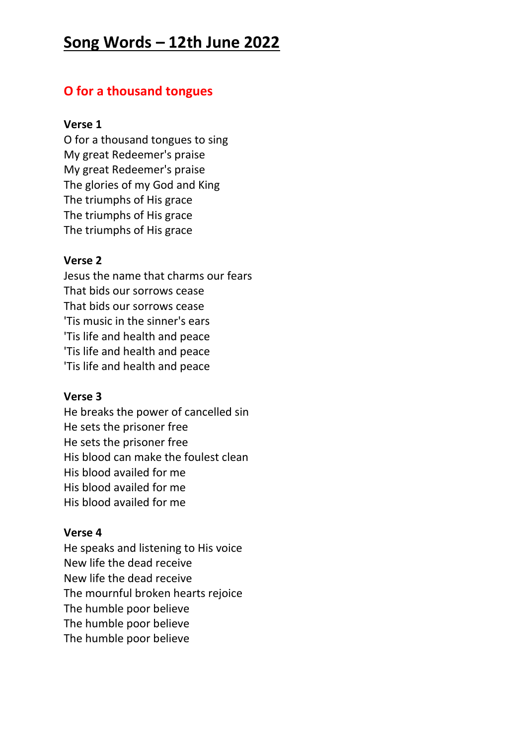# Song Words – 12th June 2022

## O for a thousand tongues

**Verse 1**
O for a thousand tongues to sing
My great Redeemer's praise
My great Redeemer's praise
The glories of my God and King
The triumphs of His grace
The triumphs of His grace
The triumphs of His grace

**Verse 2**
Jesus the name that charms our fears
That bids our sorrows cease
That bids our sorrows cease
'Tis music in the sinner's ears
'Tis life and health and peace
'Tis life and health and peace
'Tis life and health and peace

**Verse 3**
He breaks the power of cancelled sin
He sets the prisoner free
He sets the prisoner free
His blood can make the foulest clean
His blood availed for me
His blood availed for me
His blood availed for me

**Verse 4**
He speaks and listening to His voice
New life the dead receive
New life the dead receive
The mournful broken hearts rejoice
The humble poor believe
The humble poor believe
The humble poor believe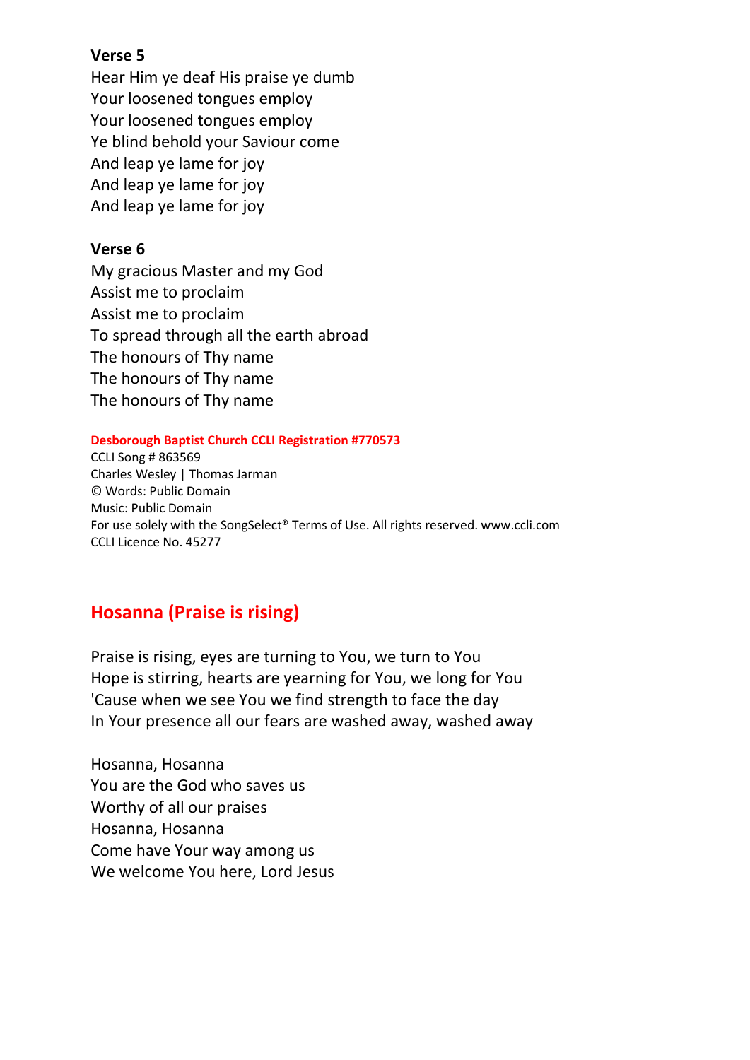**Verse 5**

Hear Him ye deaf His praise ye dumb
Your loosened tongues employ
Your loosened tongues employ
Ye blind behold your Saviour come
And leap ye lame for joy
And leap ye lame for joy
And leap ye lame for joy

**Verse 6**

My gracious Master and my God
Assist me to proclaim
Assist me to proclaim
To spread through all the earth abroad
The honours of Thy name
The honours of Thy name
The honours of Thy name

**Desborough Baptist Church CCLI Registration #770573**
CCLI Song # 863569
Charles Wesley | Thomas Jarman
© Words: Public Domain
Music: Public Domain
For use solely with the SongSelect® Terms of Use. All rights reserved. www.ccli.com
CCLI Licence No. 45277

## Hosanna (Praise is rising)

Praise is rising, eyes are turning to You, we turn to You
Hope is stirring, hearts are yearning for You, we long for You
'Cause when we see You we find strength to face the day
In Your presence all our fears are washed away, washed away

Hosanna, Hosanna
You are the God who saves us
Worthy of all our praises
Hosanna, Hosanna
Come have Your way among us
We welcome You here, Lord Jesus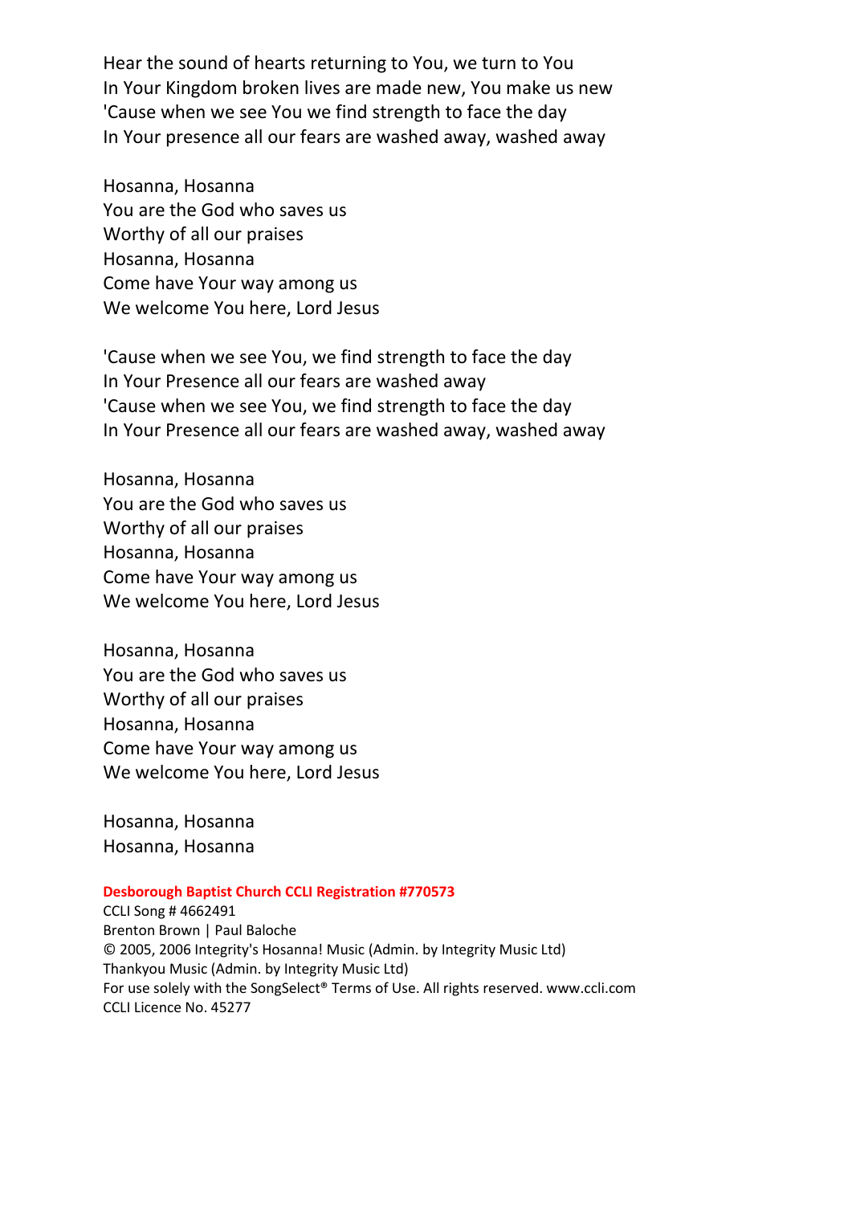Hear the sound of hearts returning to You, we turn to You
In Your Kingdom broken lives are made new, You make us new
'Cause when we see You we find strength to face the day
In Your presence all our fears are washed away, washed away

Hosanna, Hosanna
You are the God who saves us
Worthy of all our praises
Hosanna, Hosanna
Come have Your way among us
We welcome You here, Lord Jesus

'Cause when we see You, we find strength to face the day
In Your Presence all our fears are washed away
'Cause when we see You, we find strength to face the day
In Your Presence all our fears are washed away, washed away

Hosanna, Hosanna
You are the God who saves us
Worthy of all our praises
Hosanna, Hosanna
Come have Your way among us
We welcome You here, Lord Jesus

Hosanna, Hosanna
You are the God who saves us
Worthy of all our praises
Hosanna, Hosanna
Come have Your way among us
We welcome You here, Lord Jesus

Hosanna, Hosanna
Hosanna, Hosanna

**Desborough Baptist Church CCLI Registration #770573**
CCLI Song # 4662491
Brenton Brown | Paul Baloche
© 2005, 2006 Integrity's Hosanna! Music (Admin. by Integrity Music Ltd)
Thankyou Music (Admin. by Integrity Music Ltd)
For use solely with the SongSelect® Terms of Use. All rights reserved. www.ccli.com
CCLI Licence No. 45277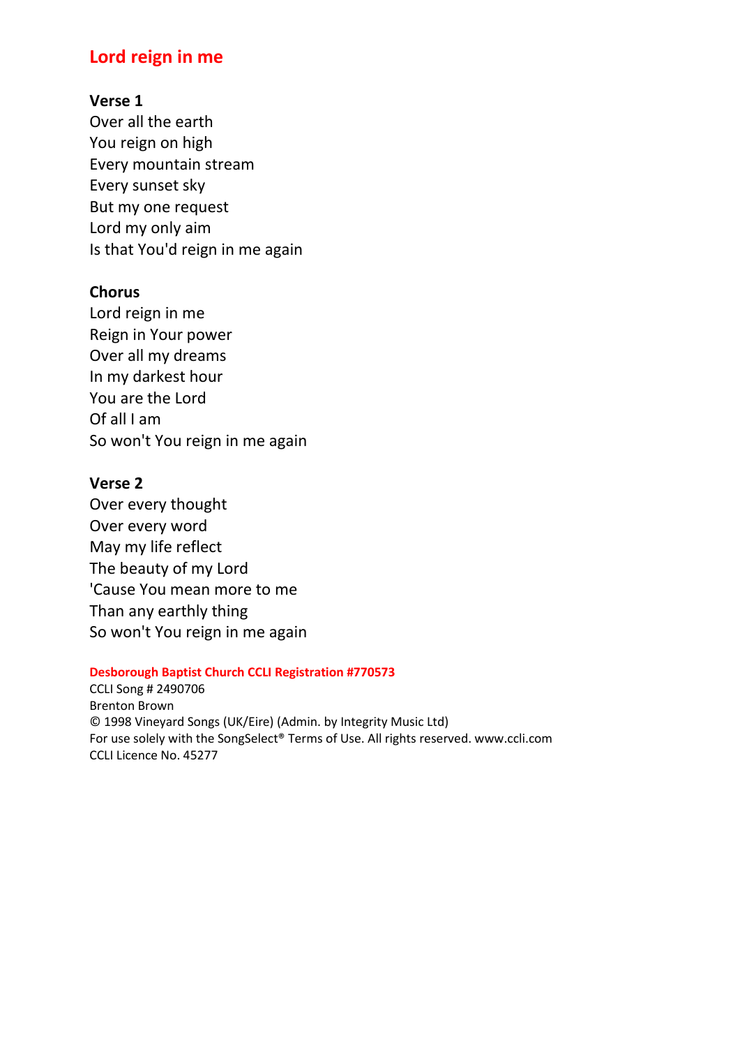# Lord reign in me

**Verse 1**
Over all the earth
You reign on high
Every mountain stream
Every sunset sky
But my one request
Lord my only aim
Is that You'd reign in me again

**Chorus**
Lord reign in me
Reign in Your power
Over all my dreams
In my darkest hour
You are the Lord
Of all I am
So won't You reign in me again

**Verse 2**
Over every thought
Over every word
May my life reflect
The beauty of my Lord
'Cause You mean more to me
Than any earthly thing
So won't You reign in me again

**Desborough Baptist Church CCLI Registration #770573**
CCLI Song # 2490706
Brenton Brown
© 1998 Vineyard Songs (UK/Eire) (Admin. by Integrity Music Ltd)
For use solely with the SongSelect® Terms of Use. All rights reserved. www.ccli.com
CCLI Licence No. 45277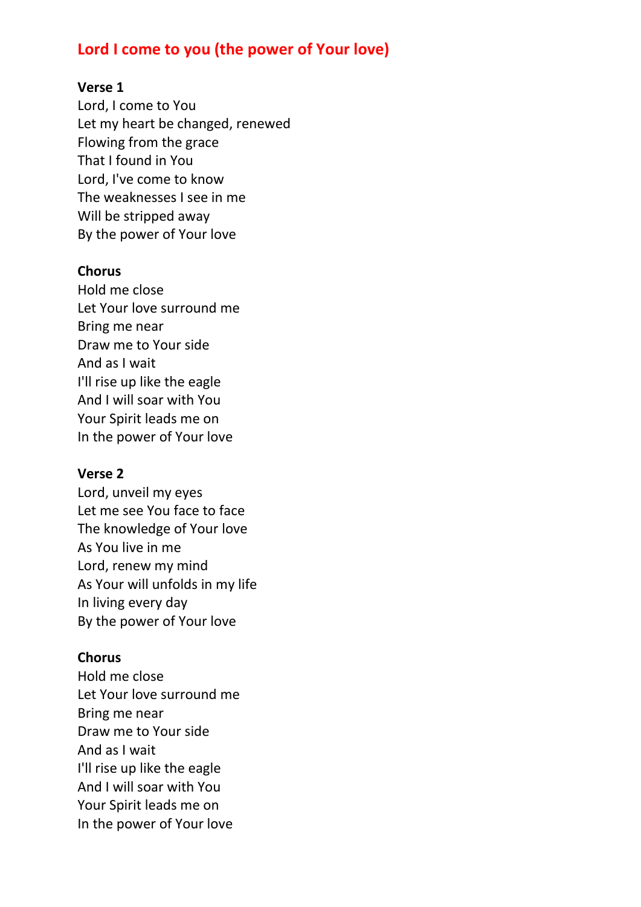# Lord I come to you (the power of Your love)

**Verse 1**
Lord, I come to You
Let my heart be changed, renewed
Flowing from the grace
That I found in You
Lord, I've come to know
The weaknesses I see in me
Will be stripped away
By the power of Your love

**Chorus**
Hold me close
Let Your love surround me
Bring me near
Draw me to Your side
And as I wait
I'll rise up like the eagle
And I will soar with You
Your Spirit leads me on
In the power of Your love

**Verse 2**
Lord, unveil my eyes
Let me see You face to face
The knowledge of Your love
As You live in me
Lord, renew my mind
As Your will unfolds in my life
In living every day
By the power of Your love

**Chorus**
Hold me close
Let Your love surround me
Bring me near
Draw me to Your side
And as I wait
I'll rise up like the eagle
And I will soar with You
Your Spirit leads me on
In the power of Your love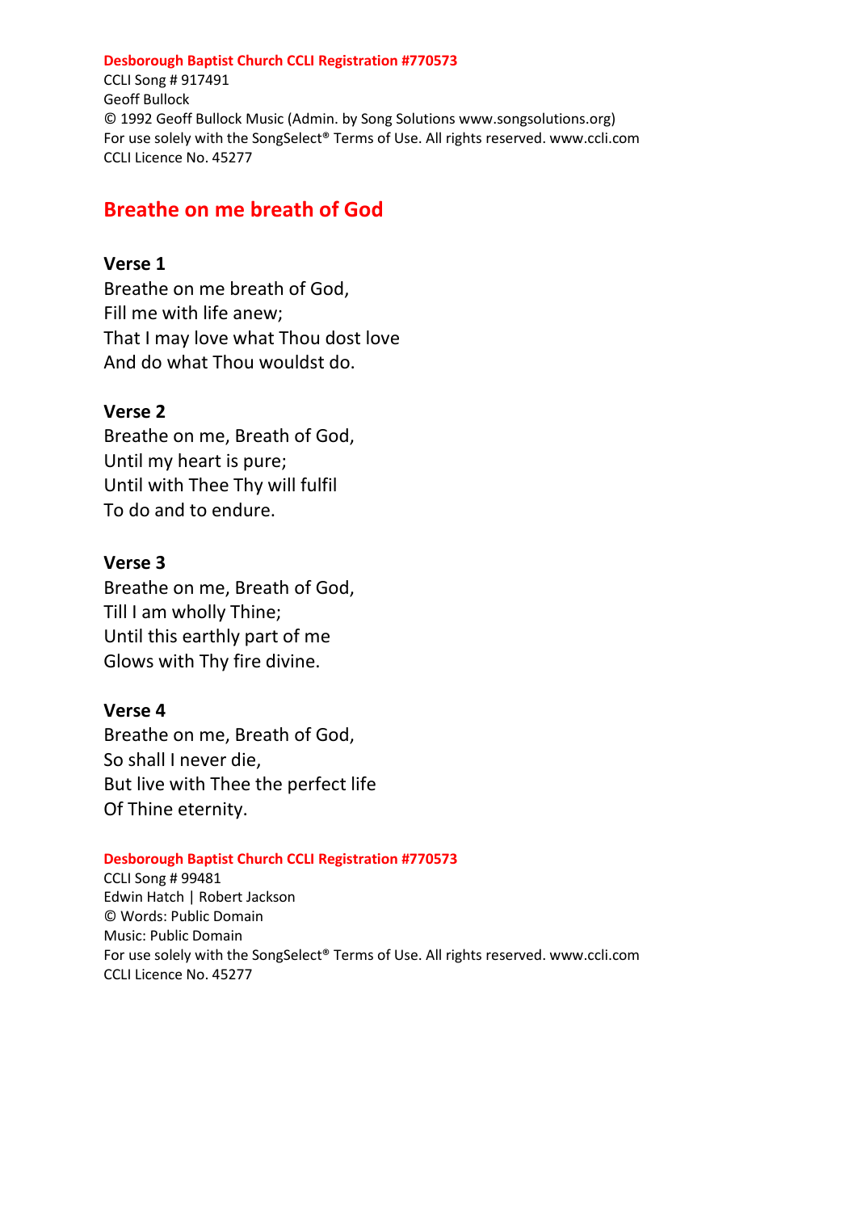**Desborough Baptist Church CCLI Registration #770573**
CCLI Song # 917491
Geoff Bullock
© 1992 Geoff Bullock Music (Admin. by Song Solutions www.songsolutions.org)
For use solely with the SongSelect® Terms of Use. All rights reserved. www.ccli.com
CCLI Licence No. 45277

## Breathe on me breath of God

**Verse 1**
Breathe on me breath of God,
Fill me with life anew;
That I may love what Thou dost love
And do what Thou wouldst do.

**Verse 2**
Breathe on me, Breath of God,
Until my heart is pure;
Until with Thee Thy will fulfil
To do and to endure.

**Verse 3**
Breathe on me, Breath of God,
Till I am wholly Thine;
Until this earthly part of me
Glows with Thy fire divine.

**Verse 4**
Breathe on me, Breath of God,
So shall I never die,
But live with Thee the perfect life
Of Thine eternity.

**Desborough Baptist Church CCLI Registration #770573**
CCLI Song # 99481
Edwin Hatch | Robert Jackson
© Words: Public Domain
Music: Public Domain
For use solely with the SongSelect® Terms of Use. All rights reserved. www.ccli.com
CCLI Licence No. 45277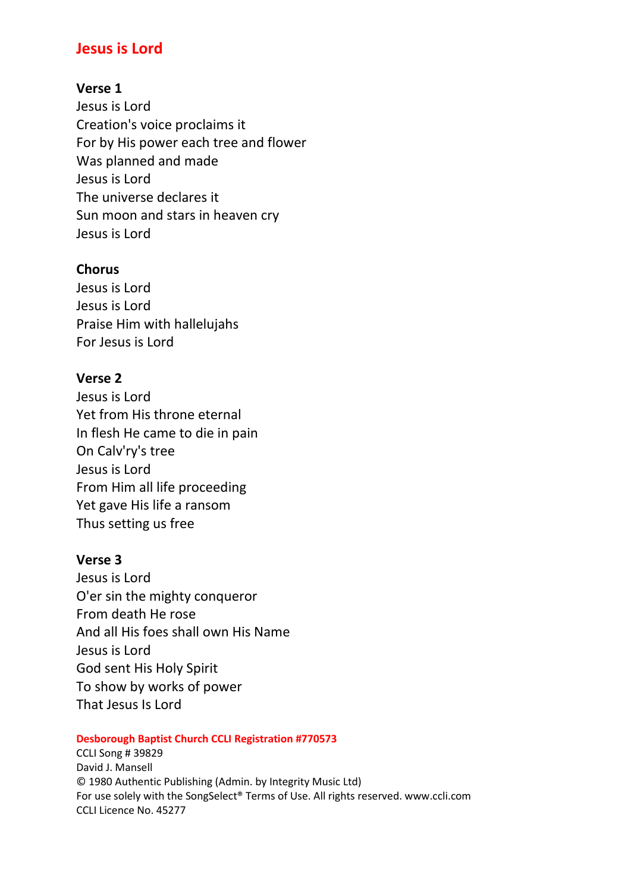# Jesus is Lord

**Verse 1**
Jesus is Lord
Creation's voice proclaims it
For by His power each tree and flower
Was planned and made
Jesus is Lord
The universe declares it
Sun moon and stars in heaven cry
Jesus is Lord

**Chorus**
Jesus is Lord
Jesus is Lord
Praise Him with hallelujahs
For Jesus is Lord

**Verse 2**
Jesus is Lord
Yet from His throne eternal
In flesh He came to die in pain
On Calv'ry's tree
Jesus is Lord
From Him all life proceeding
Yet gave His life a ransom
Thus setting us free

**Verse 3**
Jesus is Lord
O'er sin the mighty conqueror
From death He rose
And all His foes shall own His Name
Jesus is Lord
God sent His Holy Spirit
To show by works of power
That Jesus Is Lord

**Desborough Baptist Church CCLI Registration #770573**
CCLI Song # 39829
David J. Mansell
© 1980 Authentic Publishing (Admin. by Integrity Music Ltd)
For use solely with the SongSelect® Terms of Use. All rights reserved. www.ccli.com
CCLI Licence No. 45277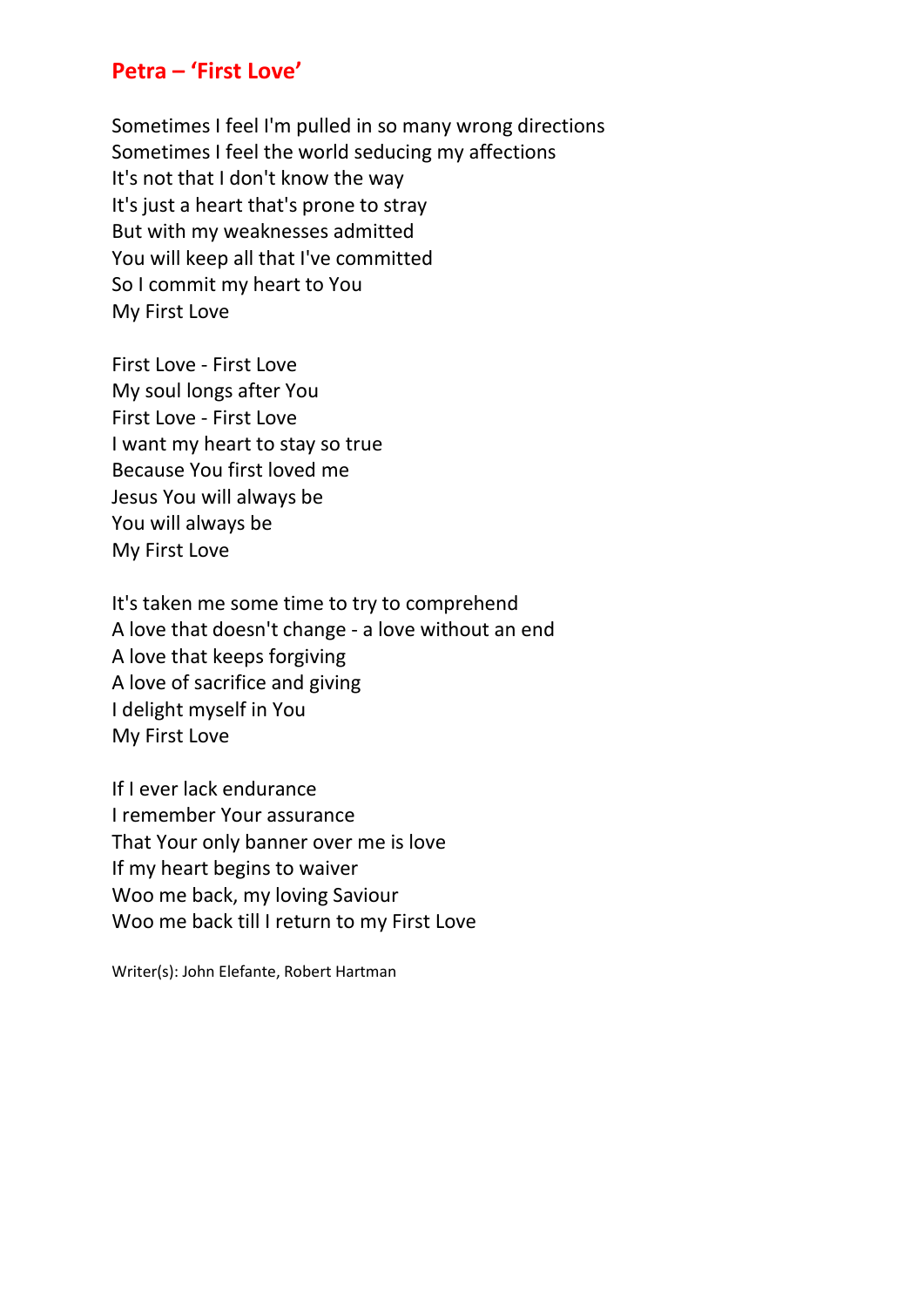## Petra – 'First Love'

Sometimes I feel I'm pulled in so many wrong directions
Sometimes I feel the world seducing my affections
It's not that I don't know the way
It's just a heart that's prone to stray
But with my weaknesses admitted
You will keep all that I've committed
So I commit my heart to You
My First Love

First Love - First Love
My soul longs after You
First Love - First Love
I want my heart to stay so true
Because You first loved me
Jesus You will always be
You will always be
My First Love

It's taken me some time to try to comprehend
A love that doesn't change - a love without an end
A love that keeps forgiving
A love of sacrifice and giving
I delight myself in You
My First Love

If I ever lack endurance
I remember Your assurance
That Your only banner over me is love
If my heart begins to waiver
Woo me back, my loving Saviour
Woo me back till I return to my First Love

Writer(s): John Elefante, Robert Hartman